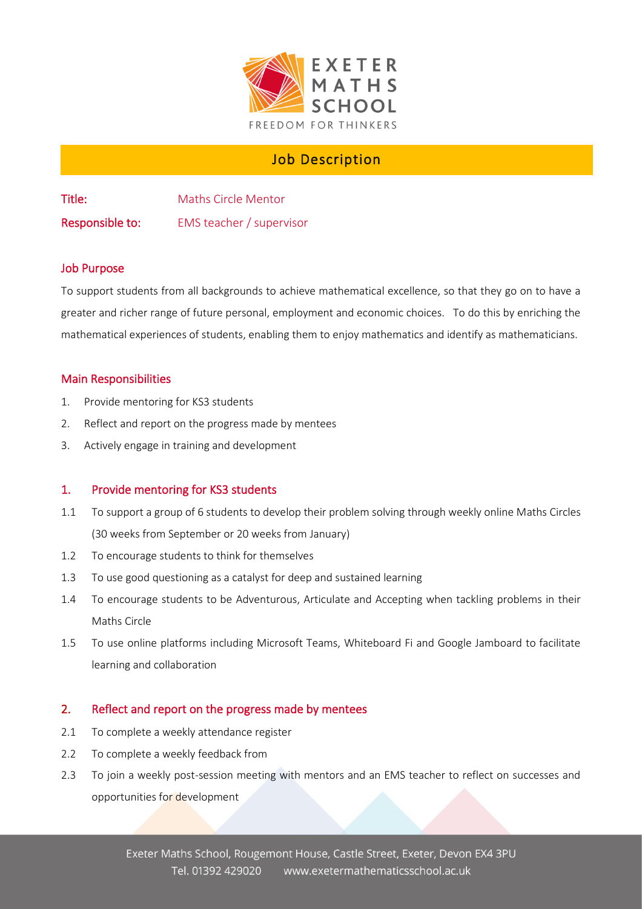# Job Description

**Title:** Maths Circle Mentor

**Responsible to:** EMS teacher / supervisor

## Job Purpose

To support students from all backgrounds to achieve mathematical excellence, so that they go on to have a greater and richer range of future personal, employment and economic choices. To do this by enriching the mathematical experiences of students, enabling them to enjoy mathematics and identify as mathematicians.

## Main Responsibilities

1. Provide mentoring for KS3 students
2. Reflect and report on the progress made by mentees
3. Actively engage in training and development

## 1. Provide mentoring for KS3 students

1.1 To support a group of 6 students to develop their problem solving through weekly online Maths Circles (30 weeks from September or 20 weeks from January)

1.2 To encourage students to think for themselves

1.3 To use good questioning as a catalyst for deep and sustained learning

1.4 To encourage students to be Adventurous, Articulate and Accepting when tackling problems in their Maths Circle

1.5 To use online platforms including Microsoft Teams, Whiteboard Fi and Google Jamboard to facilitate learning and collaboration

## 2. Reflect and report on the progress made by mentees

2.1 To complete a weekly attendance register

2.2 To complete a weekly feedback from

2.3 To join a weekly post-session meeting with mentors and an EMS teacher to reflect on successes and opportunities for development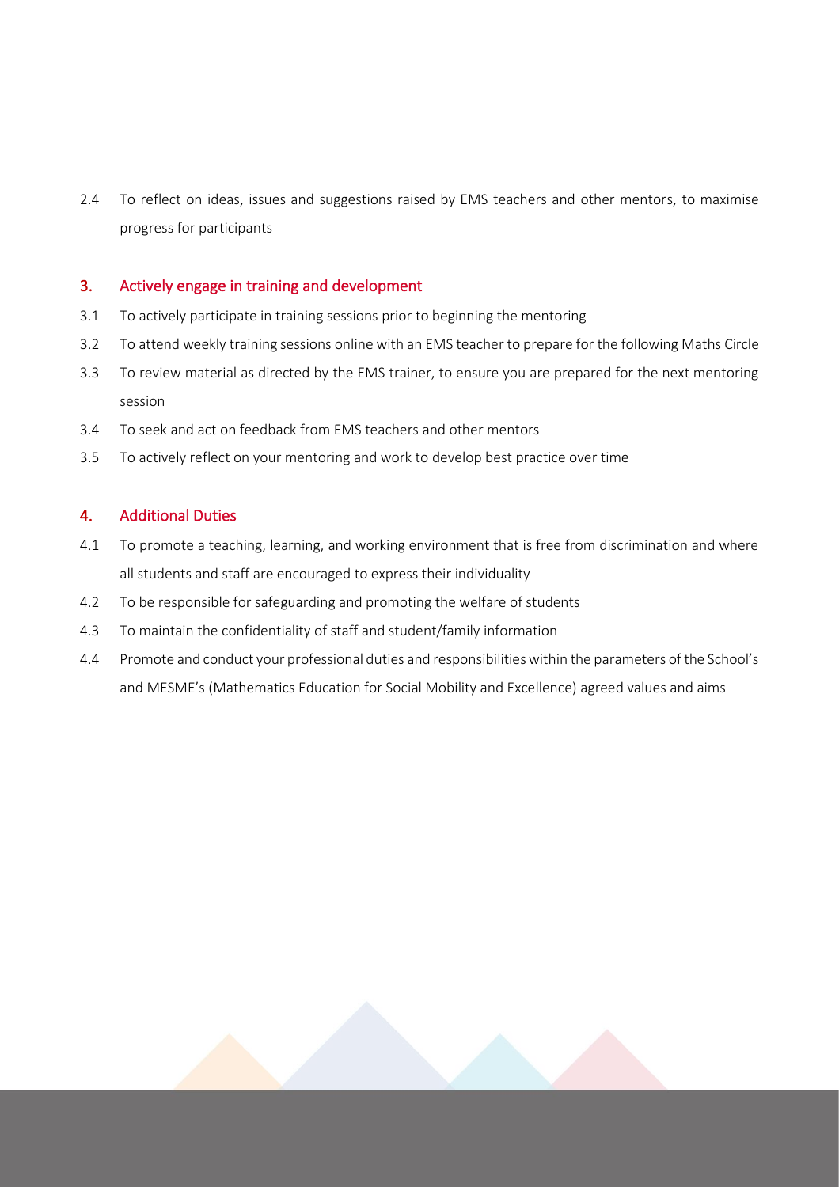2.4 To reflect on ideas, issues and suggestions raised by EMS teachers and other mentors, to maximise progress for participants

## 3. Actively engage in training and development

3.1 To actively participate in training sessions prior to beginning the mentoring

3.2 To attend weekly training sessions online with an EMS teacher to prepare for the following Maths Circle

3.3 To review material as directed by the EMS trainer, to ensure you are prepared for the next mentoring session

3.4 To seek and act on feedback from EMS teachers and other mentors

3.5 To actively reflect on your mentoring and work to develop best practice over time

## 4. Additional Duties

4.1 To promote a teaching, learning, and working environment that is free from discrimination and where all students and staff are encouraged to express their individuality

4.2 To be responsible for safeguarding and promoting the welfare of students

4.3 To maintain the confidentiality of staff and student/family information

4.4 Promote and conduct your professional duties and responsibilities within the parameters of the School's and MESME's (Mathematics Education for Social Mobility and Excellence) agreed values and aims